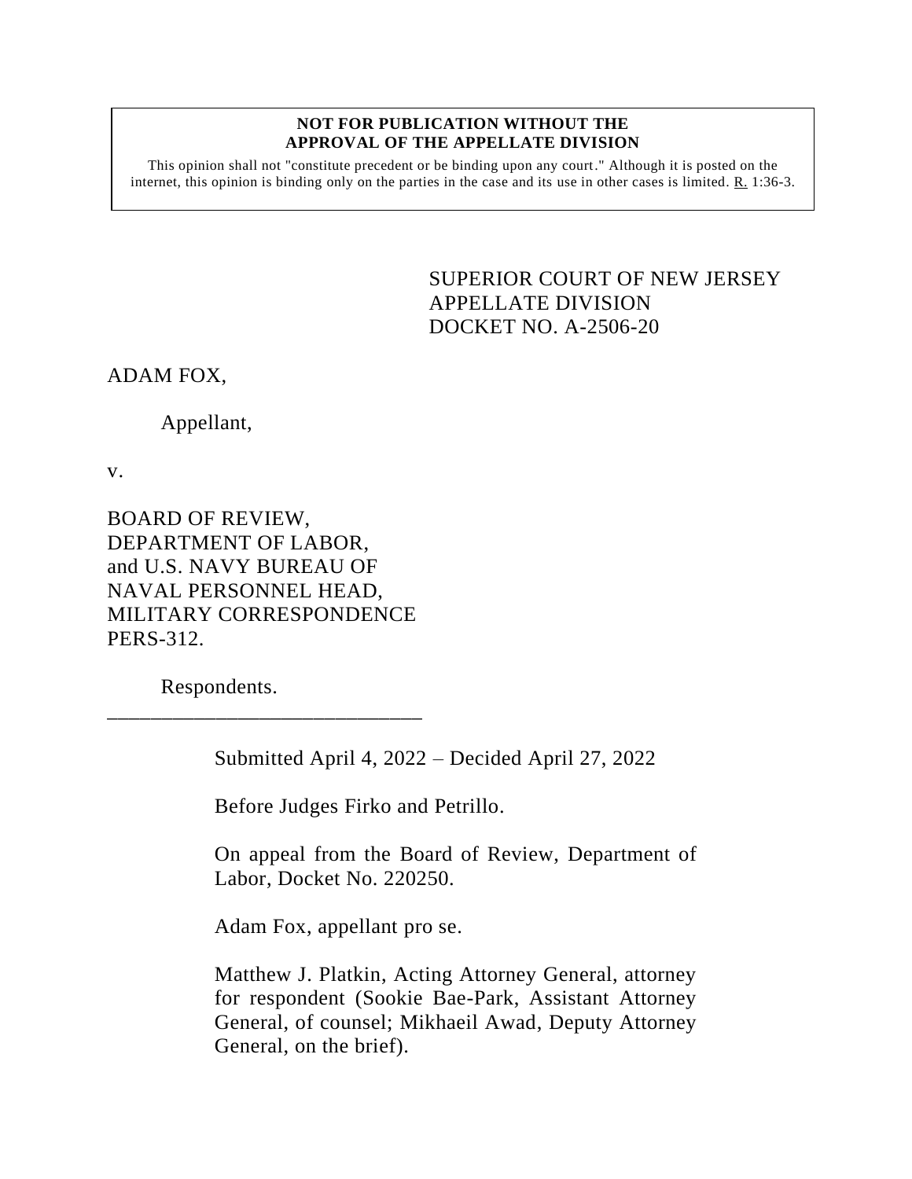**NOT FOR PUBLICATION WITHOUT THE APPROVAL OF THE APPELLATE DIVISION**

This opinion shall not "constitute precedent or be binding upon any court." Although it is posted on the internet, this opinion is binding only on the parties in the case and its use in other cases is limited. R. 1:36-3.

SUPERIOR COURT OF NEW JERSEY
APPELLATE DIVISION
DOCKET NO. A-2506-20

ADAM FOX,

Appellant,

v.

BOARD OF REVIEW, DEPARTMENT OF LABOR, and U.S. NAVY BUREAU OF NAVAL PERSONNEL HEAD, MILITARY CORRESPONDENCE PERS-312.

Respondents.

---

Submitted April 4, 2022 – Decided April 27, 2022

Before Judges Firko and Petrillo.

On appeal from the Board of Review, Department of Labor, Docket No. 220250.

Adam Fox, appellant pro se.

Matthew J. Platkin, Acting Attorney General, attorney for respondent (Sookie Bae-Park, Assistant Attorney General, of counsel; Mikhaeil Awad, Deputy Attorney General, on the brief).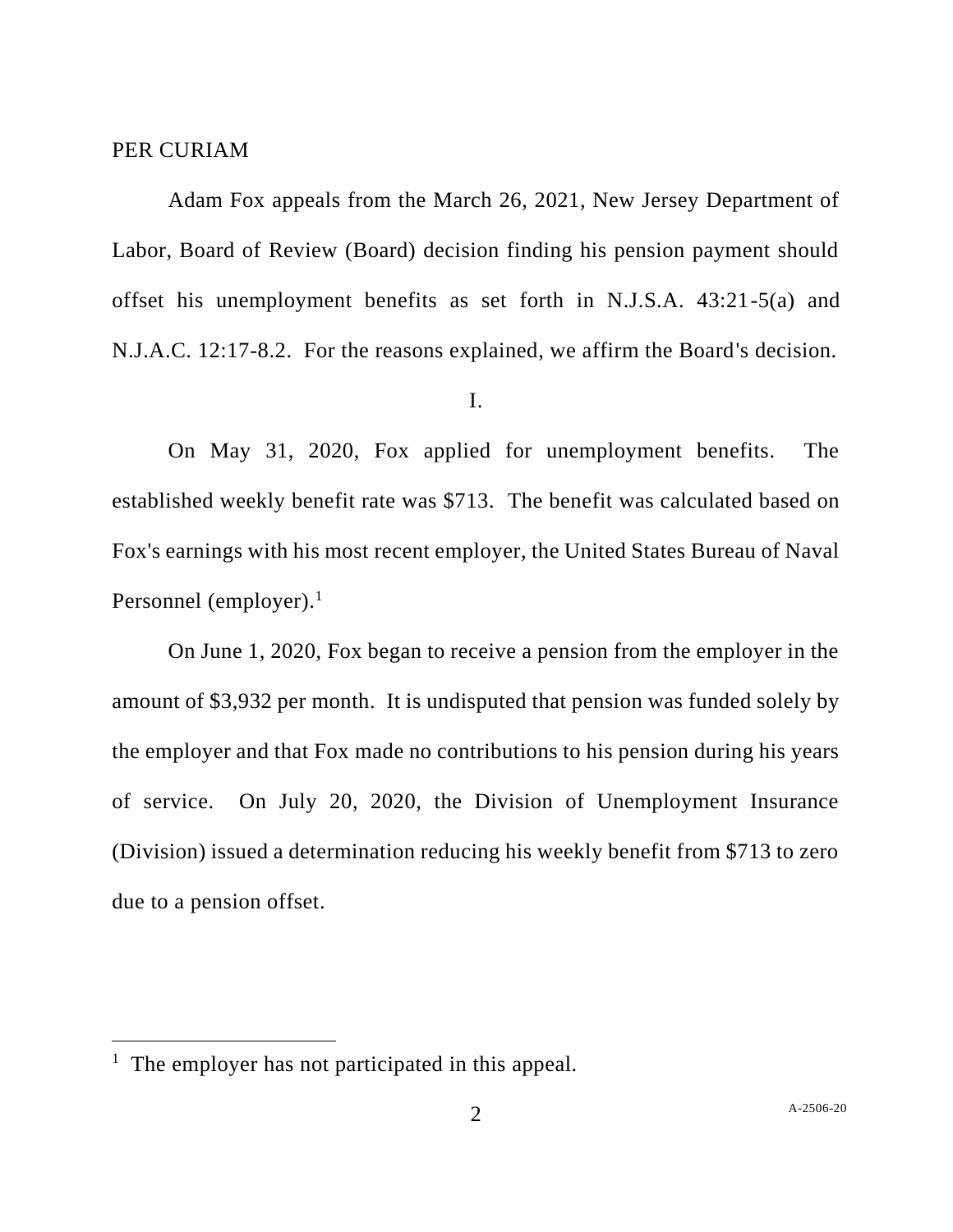PER CURIAM

Adam Fox appeals from the March 26, 2021, New Jersey Department of Labor, Board of Review (Board) decision finding his pension payment should offset his unemployment benefits as set forth in N.J.S.A. 43:21-5(a) and N.J.A.C. 12:17-8.2. For the reasons explained, we affirm the Board's decision.

I.

On May 31, 2020, Fox applied for unemployment benefits. The established weekly benefit rate was $713. The benefit was calculated based on Fox's earnings with his most recent employer, the United States Bureau of Naval Personnel (employer).[1]

On June 1, 2020, Fox began to receive a pension from the employer in the amount of $3,932 per month. It is undisputed that pension was funded solely by the employer and that Fox made no contributions to his pension during his years of service. On July 20, 2020, the Division of Unemployment Insurance (Division) issued a determination reducing his weekly benefit from $713 to zero due to a pension offset.

[1] The employer has not participated in this appeal.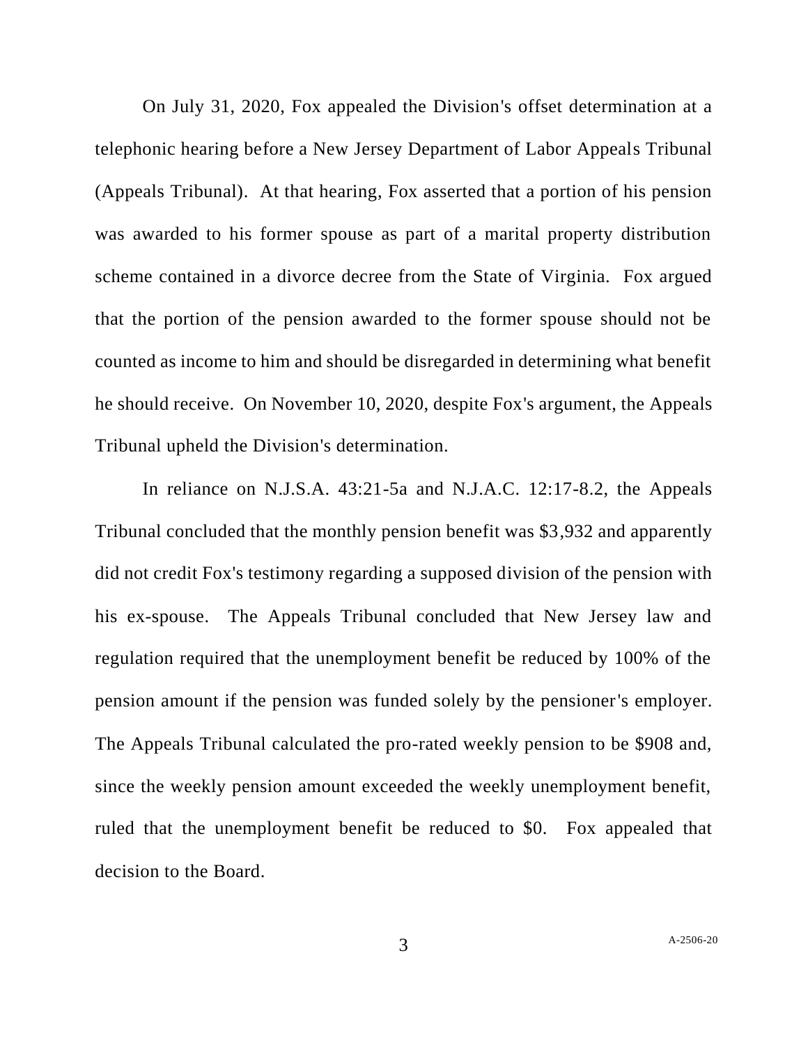On July 31, 2020, Fox appealed the Division's offset determination at a telephonic hearing before a New Jersey Department of Labor Appeals Tribunal (Appeals Tribunal). At that hearing, Fox asserted that a portion of his pension was awarded to his former spouse as part of a marital property distribution scheme contained in a divorce decree from the State of Virginia. Fox argued that the portion of the pension awarded to the former spouse should not be counted as income to him and should be disregarded in determining what benefit he should receive. On November 10, 2020, despite Fox's argument, the Appeals Tribunal upheld the Division's determination.

In reliance on N.J.S.A. 43:21-5a and N.J.A.C. 12:17-8.2, the Appeals Tribunal concluded that the monthly pension benefit was $3,932 and apparently did not credit Fox's testimony regarding a supposed division of the pension with his ex-spouse. The Appeals Tribunal concluded that New Jersey law and regulation required that the unemployment benefit be reduced by 100% of the pension amount if the pension was funded solely by the pensioner's employer. The Appeals Tribunal calculated the pro-rated weekly pension to be $908 and, since the weekly pension amount exceeded the weekly unemployment benefit, ruled that the unemployment benefit be reduced to $0. Fox appealed that decision to the Board.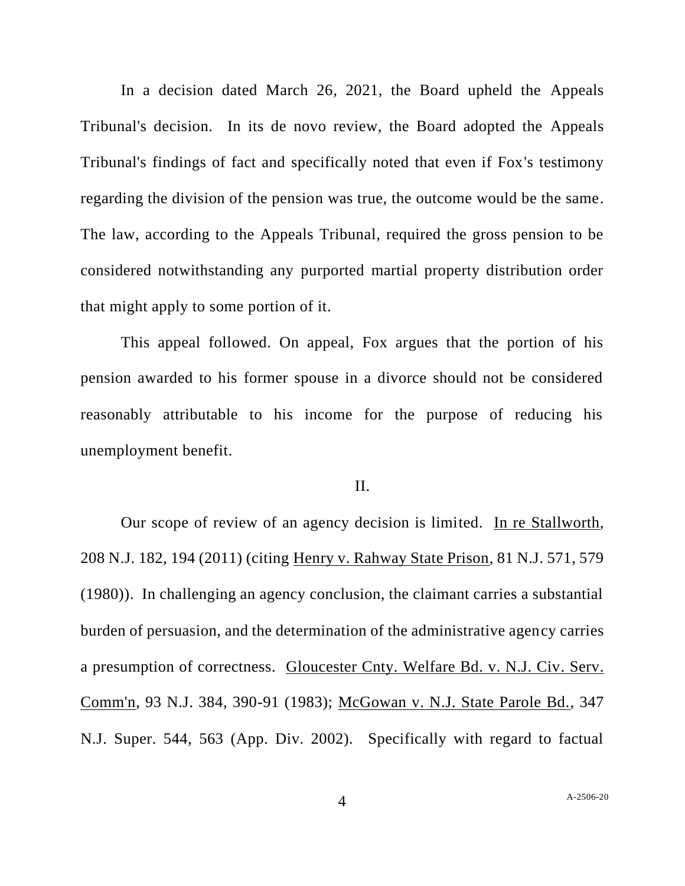In a decision dated March 26, 2021, the Board upheld the Appeals Tribunal's decision. In its de novo review, the Board adopted the Appeals Tribunal's findings of fact and specifically noted that even if Fox's testimony regarding the division of the pension was true, the outcome would be the same. The law, according to the Appeals Tribunal, required the gross pension to be considered notwithstanding any purported martial property distribution order that might apply to some portion of it.

This appeal followed. On appeal, Fox argues that the portion of his pension awarded to his former spouse in a divorce should not be considered reasonably attributable to his income for the purpose of reducing his unemployment benefit.

II.

Our scope of review of an agency decision is limited. In re Stallworth, 208 N.J. 182, 194 (2011) (citing Henry v. Rahway State Prison, 81 N.J. 571, 579 (1980)). In challenging an agency conclusion, the claimant carries a substantial burden of persuasion, and the determination of the administrative agency carries a presumption of correctness. Gloucester Cnty. Welfare Bd. v. N.J. Civ. Serv. Comm'n, 93 N.J. 384, 390-91 (1983); McGowan v. N.J. State Parole Bd., 347 N.J. Super. 544, 563 (App. Div. 2002). Specifically with regard to factual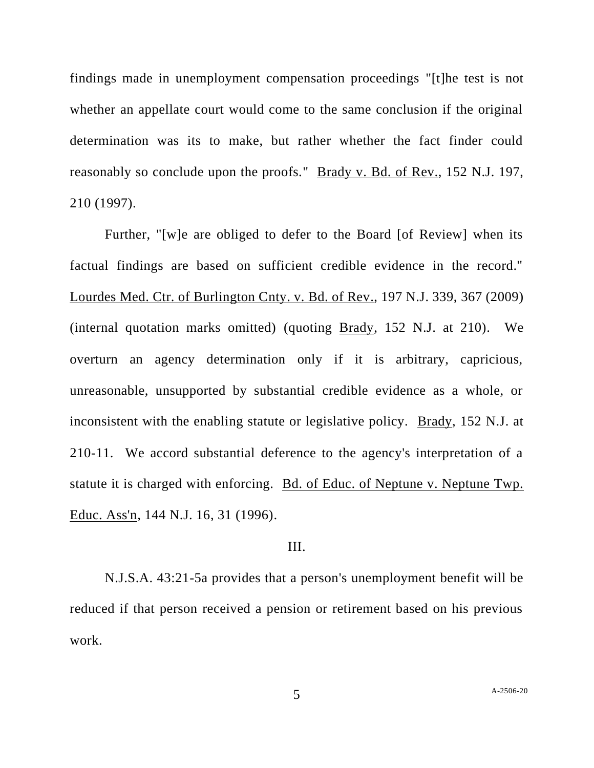findings made in unemployment compensation proceedings "[t]he test is not whether an appellate court would come to the same conclusion if the original determination was its to make, but rather whether the fact finder could reasonably so conclude upon the proofs." Brady v. Bd. of Rev., 152 N.J. 197, 210 (1997).

Further, "[w]e are obliged to defer to the Board [of Review] when its factual findings are based on sufficient credible evidence in the record." Lourdes Med. Ctr. of Burlington Cnty. v. Bd. of Rev., 197 N.J. 339, 367 (2009) (internal quotation marks omitted) (quoting Brady, 152 N.J. at 210). We overturn an agency determination only if it is arbitrary, capricious, unreasonable, unsupported by substantial credible evidence as a whole, or inconsistent with the enabling statute or legislative policy. Brady, 152 N.J. at 210-11. We accord substantial deference to the agency's interpretation of a statute it is charged with enforcing. Bd. of Educ. of Neptune v. Neptune Twp. Educ. Ass'n, 144 N.J. 16, 31 (1996).

III.

N.J.S.A. 43:21-5a provides that a person's unemployment benefit will be reduced if that person received a pension or retirement based on his previous work.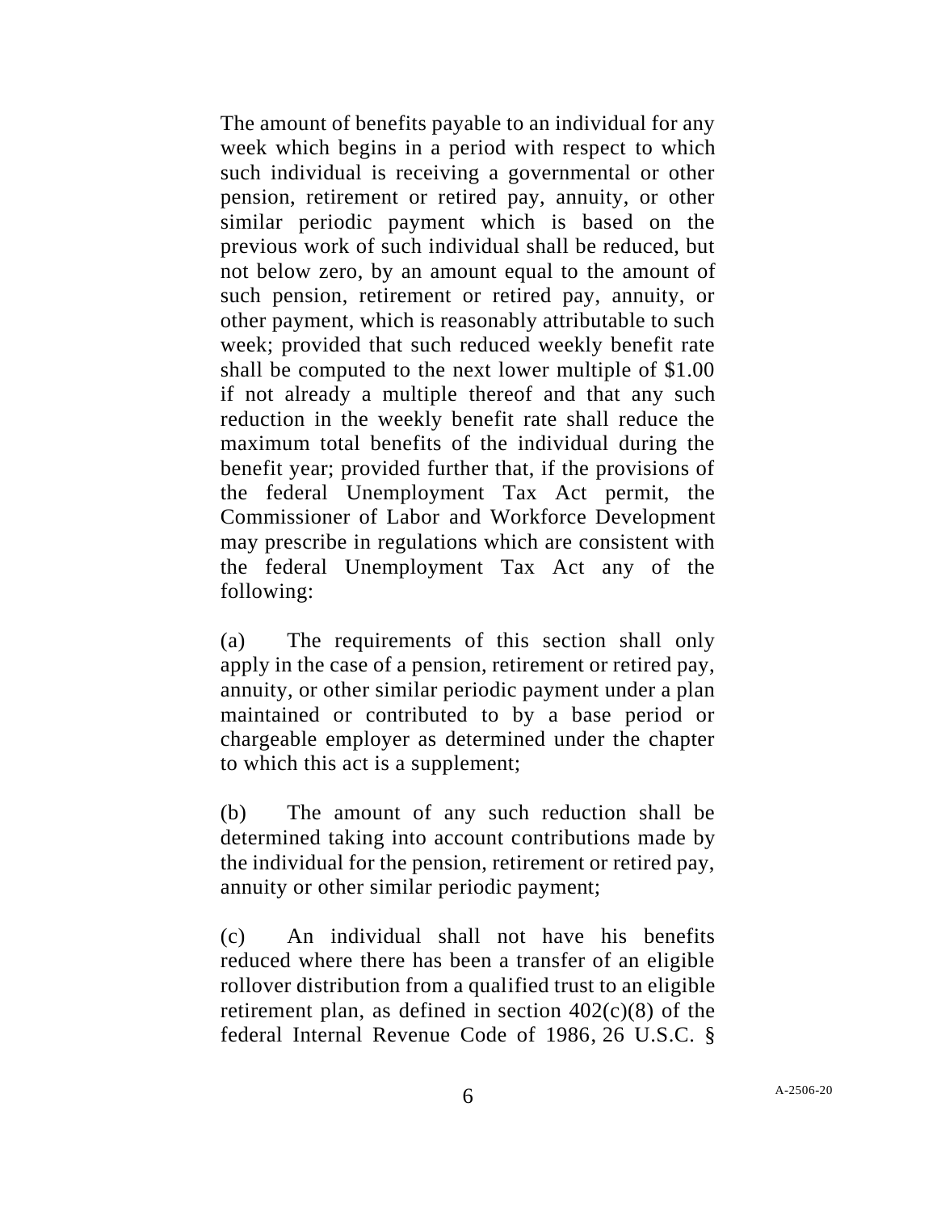The amount of benefits payable to an individual for any week which begins in a period with respect to which such individual is receiving a governmental or other pension, retirement or retired pay, annuity, or other similar periodic payment which is based on the previous work of such individual shall be reduced, but not below zero, by an amount equal to the amount of such pension, retirement or retired pay, annuity, or other payment, which is reasonably attributable to such week; provided that such reduced weekly benefit rate shall be computed to the next lower multiple of $1.00 if not already a multiple thereof and that any such reduction in the weekly benefit rate shall reduce the maximum total benefits of the individual during the benefit year; provided further that, if the provisions of the federal Unemployment Tax Act permit, the Commissioner of Labor and Workforce Development may prescribe in regulations which are consistent with the federal Unemployment Tax Act any of the following:

(a) The requirements of this section shall only apply in the case of a pension, retirement or retired pay, annuity, or other similar periodic payment under a plan maintained or contributed to by a base period or chargeable employer as determined under the chapter to which this act is a supplement;

(b) The amount of any such reduction shall be determined taking into account contributions made by the individual for the pension, retirement or retired pay, annuity or other similar periodic payment;

(c) An individual shall not have his benefits reduced where there has been a transfer of an eligible rollover distribution from a qualified trust to an eligible retirement plan, as defined in section 402(c)(8) of the federal Internal Revenue Code of 1986, 26 U.S.C. §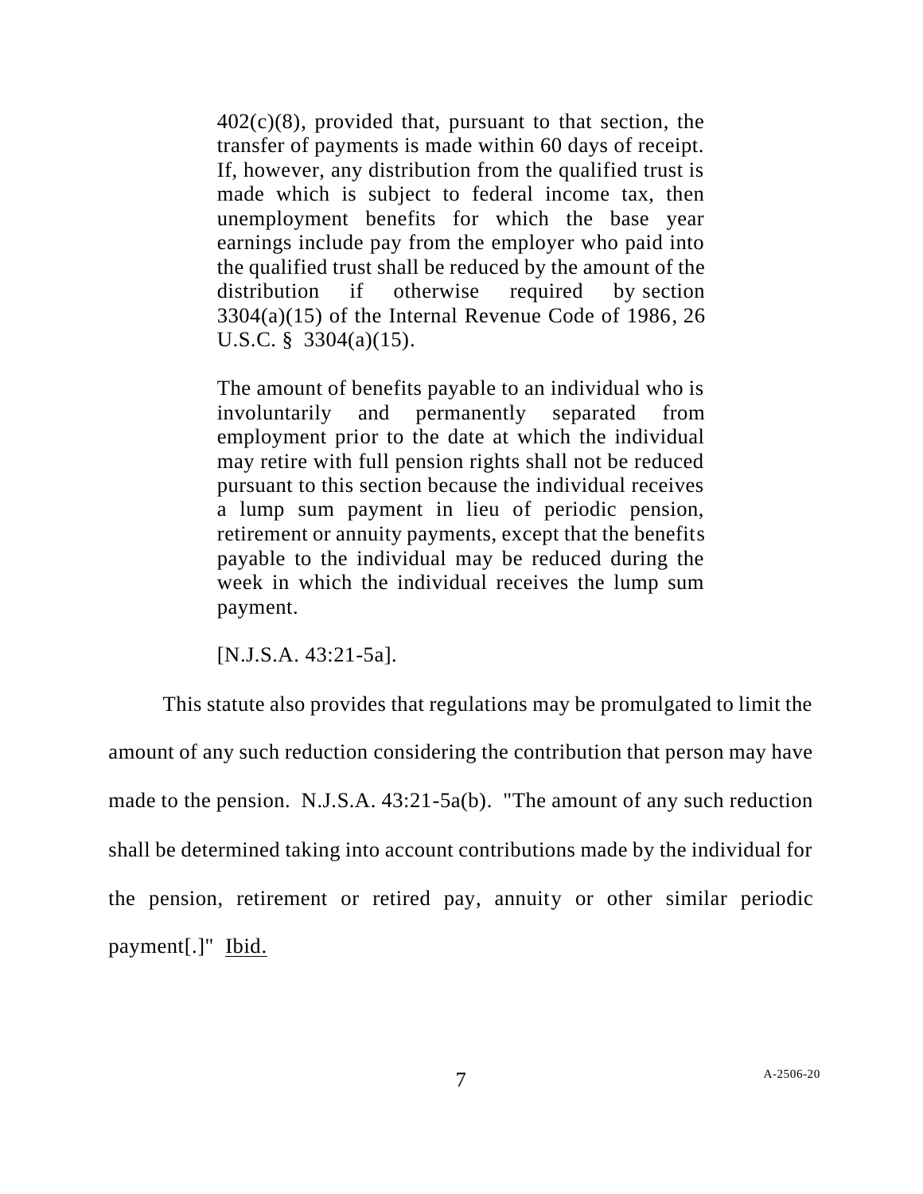> 402(c)(8), provided that, pursuant to that section, the transfer of payments is made within 60 days of receipt. If, however, any distribution from the qualified trust is made which is subject to federal income tax, then unemployment benefits for which the base year earnings include pay from the employer who paid into the qualified trust shall be reduced by the amount of the distribution if otherwise required by section 3304(a)(15) of the Internal Revenue Code of 1986, 26 U.S.C. § 3304(a)(15).
>
> The amount of benefits payable to an individual who is involuntarily and permanently separated from employment prior to the date at which the individual may retire with full pension rights shall not be reduced pursuant to this section because the individual receives a lump sum payment in lieu of periodic pension, retirement or annuity payments, except that the benefits payable to the individual may be reduced during the week in which the individual receives the lump sum payment.
>
> [N.J.S.A. 43:21-5a].

This statute also provides that regulations may be promulgated to limit the amount of any such reduction considering the contribution that person may have made to the pension. N.J.S.A. 43:21-5a(b). "The amount of any such reduction shall be determined taking into account contributions made by the individual for the pension, retirement or retired pay, annuity or other similar periodic payment[.]" Ibid.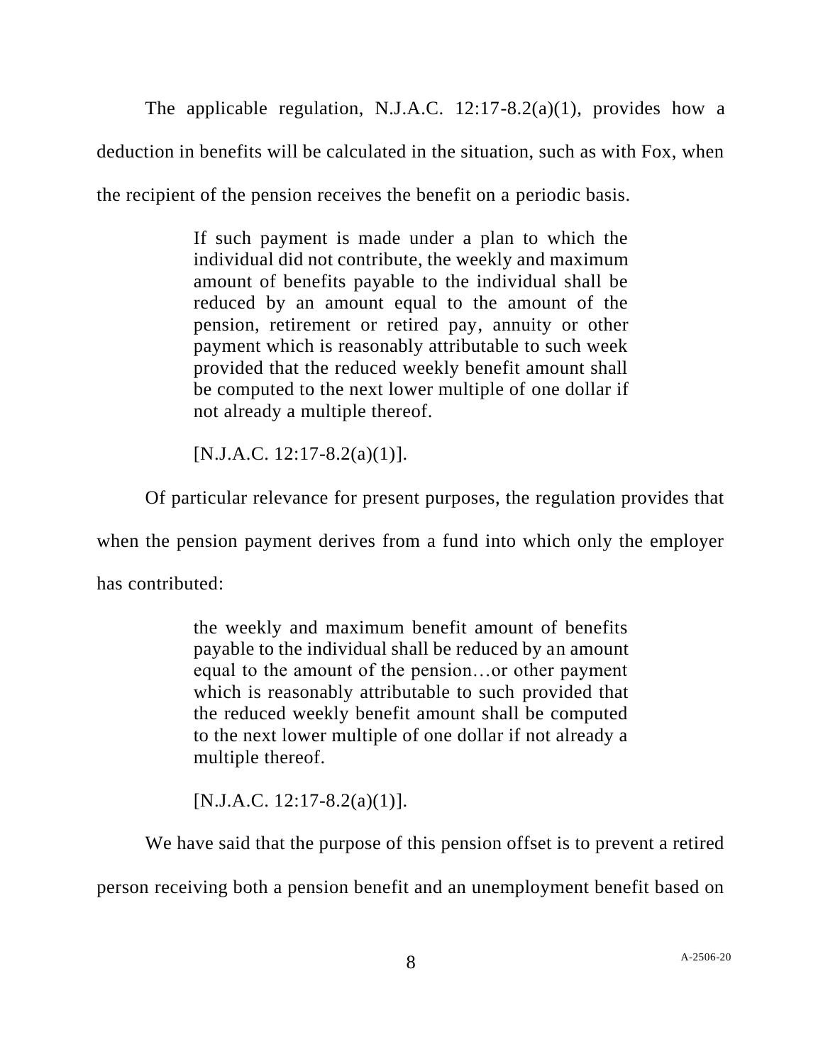The applicable regulation, N.J.A.C. 12:17-8.2(a)(1), provides how a deduction in benefits will be calculated in the situation, such as with Fox, when the recipient of the pension receives the benefit on a periodic basis.

> If such payment is made under a plan to which the individual did not contribute, the weekly and maximum amount of benefits payable to the individual shall be reduced by an amount equal to the amount of the pension, retirement or retired pay, annuity or other payment which is reasonably attributable to such week provided that the reduced weekly benefit amount shall be computed to the next lower multiple of one dollar if not already a multiple thereof.
>
> [N.J.A.C. 12:17-8.2(a)(1)].

Of particular relevance for present purposes, the regulation provides that when the pension payment derives from a fund into which only the employer has contributed:

> the weekly and maximum benefit amount of benefits payable to the individual shall be reduced by an amount equal to the amount of the pension…or other payment which is reasonably attributable to such provided that the reduced weekly benefit amount shall be computed to the next lower multiple of one dollar if not already a multiple thereof.
>
> [N.J.A.C. 12:17-8.2(a)(1)].

We have said that the purpose of this pension offset is to prevent a retired person receiving both a pension benefit and an unemployment benefit based on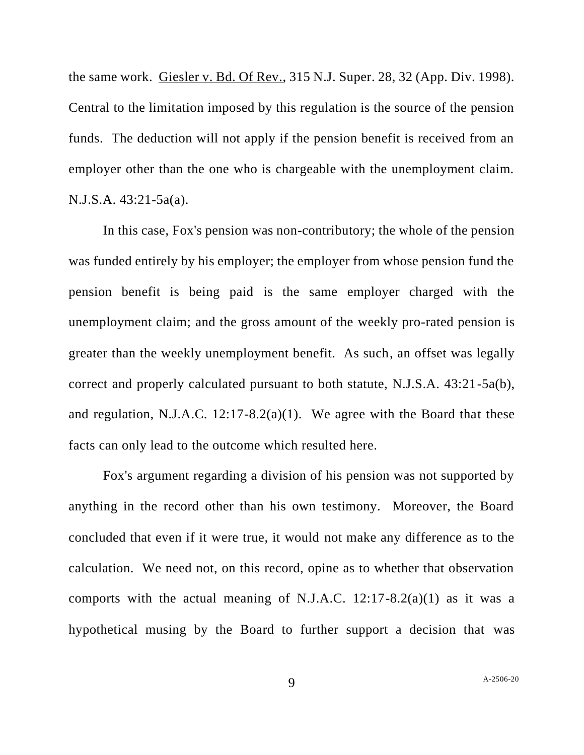the same work. Giesler v. Bd. Of Rev., 315 N.J. Super. 28, 32 (App. Div. 1998). Central to the limitation imposed by this regulation is the source of the pension funds. The deduction will not apply if the pension benefit is received from an employer other than the one who is chargeable with the unemployment claim. N.J.S.A. 43:21-5a(a).

In this case, Fox's pension was non-contributory; the whole of the pension was funded entirely by his employer; the employer from whose pension fund the pension benefit is being paid is the same employer charged with the unemployment claim; and the gross amount of the weekly pro-rated pension is greater than the weekly unemployment benefit. As such, an offset was legally correct and properly calculated pursuant to both statute, N.J.S.A. 43:21-5a(b), and regulation, N.J.A.C. 12:17-8.2(a)(1). We agree with the Board that these facts can only lead to the outcome which resulted here.

Fox's argument regarding a division of his pension was not supported by anything in the record other than his own testimony. Moreover, the Board concluded that even if it were true, it would not make any difference as to the calculation. We need not, on this record, opine as to whether that observation comports with the actual meaning of N.J.A.C. 12:17-8.2(a)(1) as it was a hypothetical musing by the Board to further support a decision that was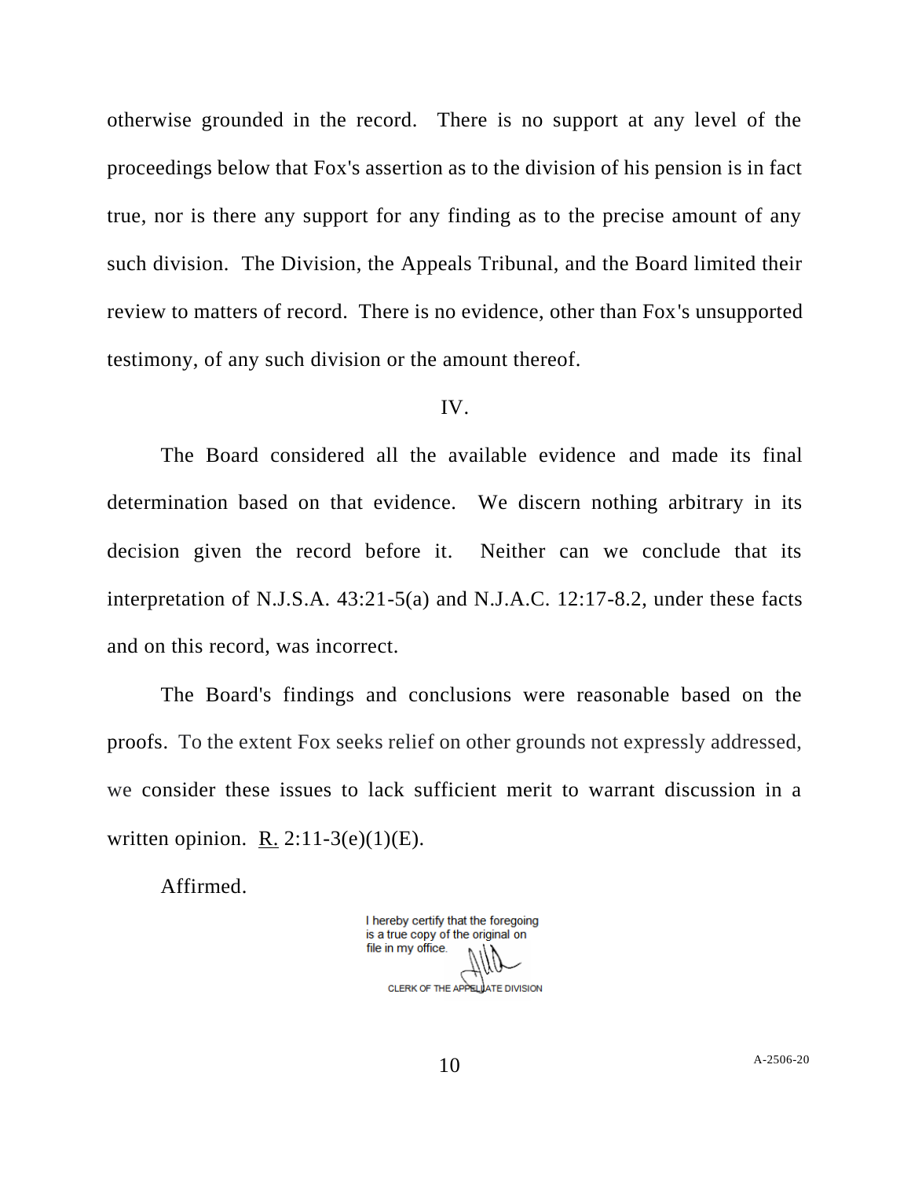otherwise grounded in the record. There is no support at any level of the proceedings below that Fox's assertion as to the division of his pension is in fact true, nor is there any support for any finding as to the precise amount of any such division. The Division, the Appeals Tribunal, and the Board limited their review to matters of record. There is no evidence, other than Fox's unsupported testimony, of any such division or the amount thereof.

IV.

The Board considered all the available evidence and made its final determination based on that evidence. We discern nothing arbitrary in its decision given the record before it. Neither can we conclude that its interpretation of N.J.S.A. 43:21-5(a) and N.J.A.C. 12:17-8.2, under these facts and on this record, was incorrect.

The Board's findings and conclusions were reasonable based on the proofs. To the extent Fox seeks relief on other grounds not expressly addressed, we consider these issues to lack sufficient merit to warrant discussion in a written opinion. R. 2:11-3(e)(1)(E).

Affirmed.

I hereby certify that the foregoing is a true copy of the original on file in my office.

CLERK OF THE APPELLATE DIVISION